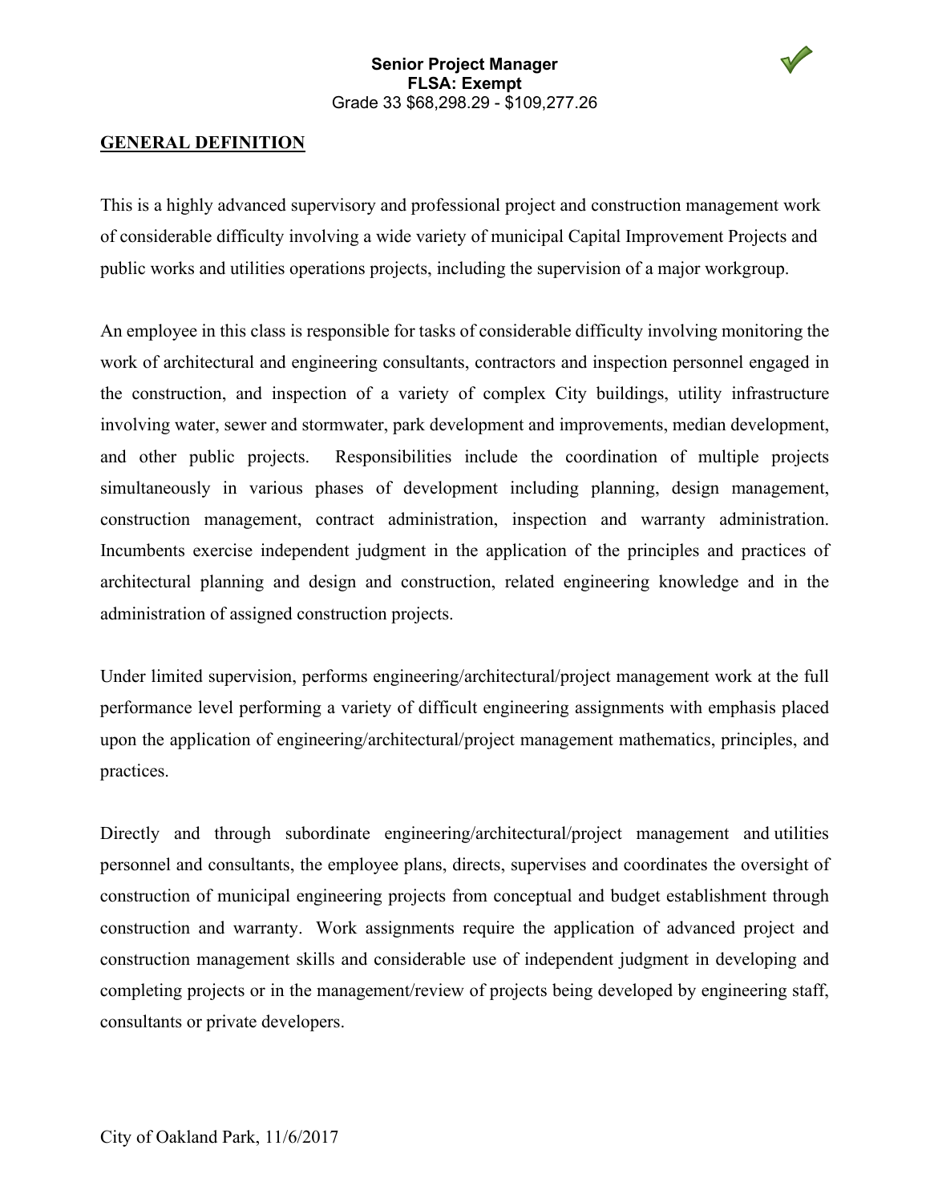**Senior Project Manager**
**FLSA: Exempt**
Grade 33 $68,298.29 - $109,277.26

## GENERAL DEFINITION

This is a highly advanced supervisory and professional project and construction management work of considerable difficulty involving a wide variety of municipal Capital Improvement Projects and public works and utilities operations projects, including the supervision of a major workgroup.

An employee in this class is responsible for tasks of considerable difficulty involving monitoring the work of architectural and engineering consultants, contractors and inspection personnel engaged in the construction, and inspection of a variety of complex City buildings, utility infrastructure involving water, sewer and stormwater, park development and improvements, median development, and other public projects. Responsibilities include the coordination of multiple projects simultaneously in various phases of development including planning, design management, construction management, contract administration, inspection and warranty administration. Incumbents exercise independent judgment in the application of the principles and practices of architectural planning and design and construction, related engineering knowledge and in the administration of assigned construction projects.

Under limited supervision, performs engineering/architectural/project management work at the full performance level performing a variety of difficult engineering assignments with emphasis placed upon the application of engineering/architectural/project management mathematics, principles, and practices.

Directly and through subordinate engineering/architectural/project management and utilities personnel and consultants, the employee plans, directs, supervises and coordinates the oversight of construction of municipal engineering projects from conceptual and budget establishment through construction and warranty. Work assignments require the application of advanced project and construction management skills and considerable use of independent judgment in developing and completing projects or in the management/review of projects being developed by engineering staff, consultants or private developers.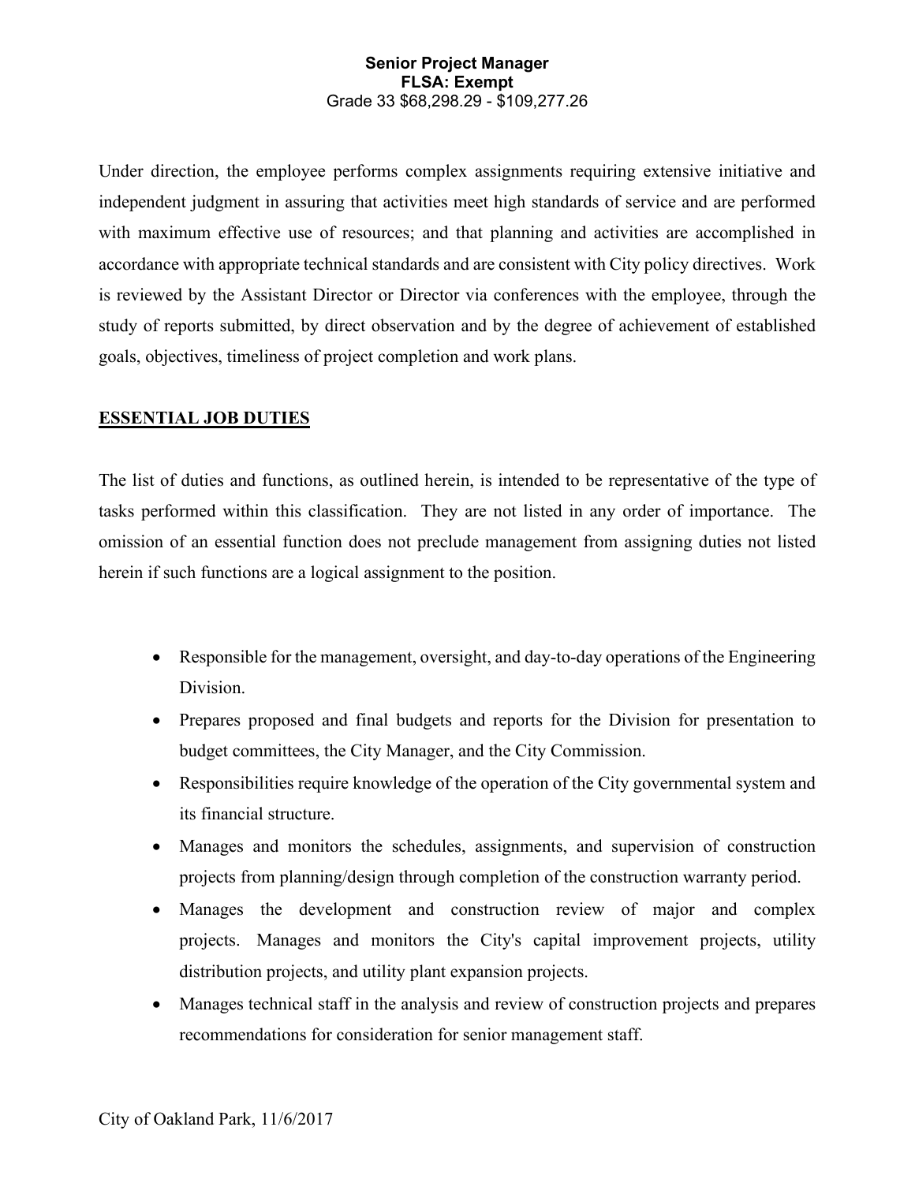**Senior Project Manager**
**FLSA: Exempt**
Grade 33 $68,298.29 - $109,277.26

Under direction, the employee performs complex assignments requiring extensive initiative and independent judgment in assuring that activities meet high standards of service and are performed with maximum effective use of resources; and that planning and activities are accomplished in accordance with appropriate technical standards and are consistent with City policy directives. Work is reviewed by the Assistant Director or Director via conferences with the employee, through the study of reports submitted, by direct observation and by the degree of achievement of established goals, objectives, timeliness of project completion and work plans.

## ESSENTIAL JOB DUTIES

The list of duties and functions, as outlined herein, is intended to be representative of the type of tasks performed within this classification. They are not listed in any order of importance. The omission of an essential function does not preclude management from assigning duties not listed herein if such functions are a logical assignment to the position.

- Responsible for the management, oversight, and day-to-day operations of the Engineering Division.
- Prepares proposed and final budgets and reports for the Division for presentation to budget committees, the City Manager, and the City Commission.
- Responsibilities require knowledge of the operation of the City governmental system and its financial structure.
- Manages and monitors the schedules, assignments, and supervision of construction projects from planning/design through completion of the construction warranty period.
- Manages the development and construction review of major and complex projects. Manages and monitors the City's capital improvement projects, utility distribution projects, and utility plant expansion projects.
- Manages technical staff in the analysis and review of construction projects and prepares recommendations for consideration for senior management staff.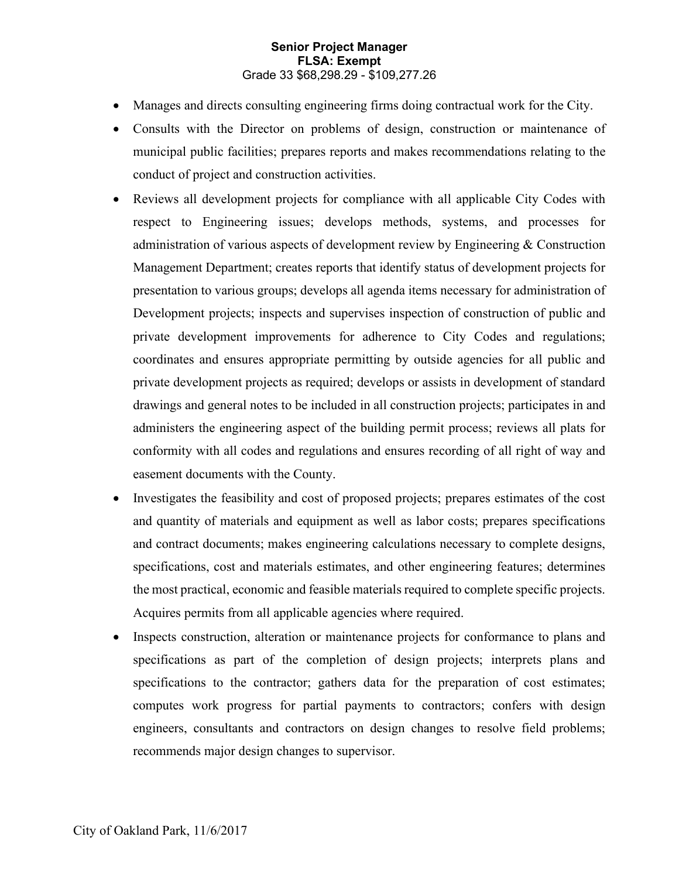- Manages and directs consulting engineering firms doing contractual work for the City.
- Consults with the Director on problems of design, construction or maintenance of municipal public facilities; prepares reports and makes recommendations relating to the conduct of project and construction activities.
- Reviews all development projects for compliance with all applicable City Codes with respect to Engineering issues; develops methods, systems, and processes for administration of various aspects of development review by Engineering & Construction Management Department; creates reports that identify status of development projects for presentation to various groups; develops all agenda items necessary for administration of Development projects; inspects and supervises inspection of construction of public and private development improvements for adherence to City Codes and regulations; coordinates and ensures appropriate permitting by outside agencies for all public and private development projects as required; develops or assists in development of standard drawings and general notes to be included in all construction projects; participates in and administers the engineering aspect of the building permit process; reviews all plats for conformity with all codes and regulations and ensures recording of all right of way and easement documents with the County.
- Investigates the feasibility and cost of proposed projects; prepares estimates of the cost and quantity of materials and equipment as well as labor costs; prepares specifications and contract documents; makes engineering calculations necessary to complete designs, specifications, cost and materials estimates, and other engineering features; determines the most practical, economic and feasible materials required to complete specific projects. Acquires permits from all applicable agencies where required.
- Inspects construction, alteration or maintenance projects for conformance to plans and specifications as part of the completion of design projects; interprets plans and specifications to the contractor; gathers data for the preparation of cost estimates; computes work progress for partial payments to contractors; confers with design engineers, consultants and contractors on design changes to resolve field problems; recommends major design changes to supervisor.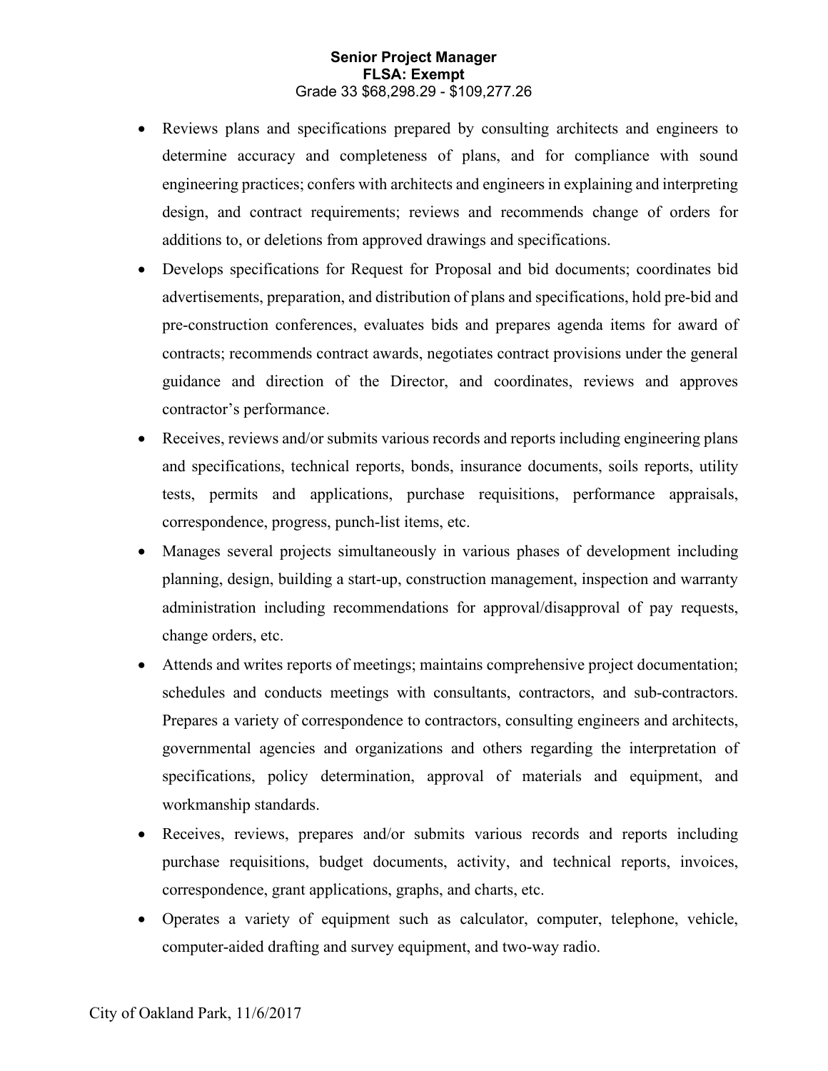**Senior Project Manager**
**FLSA: Exempt**
Grade 33 $68,298.29 - $109,277.26

- Reviews plans and specifications prepared by consulting architects and engineers to determine accuracy and completeness of plans, and for compliance with sound engineering practices; confers with architects and engineers in explaining and interpreting design, and contract requirements; reviews and recommends change of orders for additions to, or deletions from approved drawings and specifications.
- Develops specifications for Request for Proposal and bid documents; coordinates bid advertisements, preparation, and distribution of plans and specifications, hold pre-bid and pre-construction conferences, evaluates bids and prepares agenda items for award of contracts; recommends contract awards, negotiates contract provisions under the general guidance and direction of the Director, and coordinates, reviews and approves contractor's performance.
- Receives, reviews and/or submits various records and reports including engineering plans and specifications, technical reports, bonds, insurance documents, soils reports, utility tests, permits and applications, purchase requisitions, performance appraisals, correspondence, progress, punch-list items, etc.
- Manages several projects simultaneously in various phases of development including planning, design, building a start-up, construction management, inspection and warranty administration including recommendations for approval/disapproval of pay requests, change orders, etc.
- Attends and writes reports of meetings; maintains comprehensive project documentation; schedules and conducts meetings with consultants, contractors, and sub-contractors. Prepares a variety of correspondence to contractors, consulting engineers and architects, governmental agencies and organizations and others regarding the interpretation of specifications, policy determination, approval of materials and equipment, and workmanship standards.
- Receives, reviews, prepares and/or submits various records and reports including purchase requisitions, budget documents, activity, and technical reports, invoices, correspondence, grant applications, graphs, and charts, etc.
- Operates a variety of equipment such as calculator, computer, telephone, vehicle, computer-aided drafting and survey equipment, and two-way radio.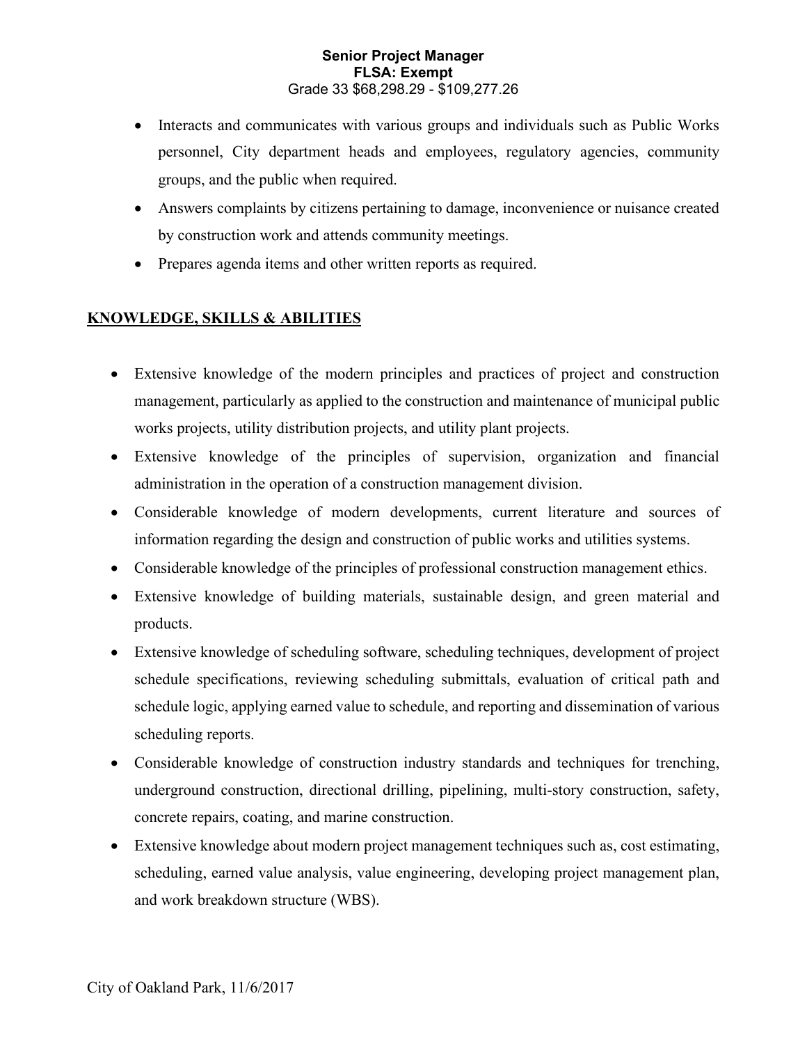- Interacts and communicates with various groups and individuals such as Public Works personnel, City department heads and employees, regulatory agencies, community groups, and the public when required.
- Answers complaints by citizens pertaining to damage, inconvenience or nuisance created by construction work and attends community meetings.
- Prepares agenda items and other written reports as required.

## KNOWLEDGE, SKILLS & ABILITIES

- Extensive knowledge of the modern principles and practices of project and construction management, particularly as applied to the construction and maintenance of municipal public works projects, utility distribution projects, and utility plant projects.
- Extensive knowledge of the principles of supervision, organization and financial administration in the operation of a construction management division.
- Considerable knowledge of modern developments, current literature and sources of information regarding the design and construction of public works and utilities systems.
- Considerable knowledge of the principles of professional construction management ethics.
- Extensive knowledge of building materials, sustainable design, and green material and products.
- Extensive knowledge of scheduling software, scheduling techniques, development of project schedule specifications, reviewing scheduling submittals, evaluation of critical path and schedule logic, applying earned value to schedule, and reporting and dissemination of various scheduling reports.
- Considerable knowledge of construction industry standards and techniques for trenching, underground construction, directional drilling, pipelining, multi-story construction, safety, concrete repairs, coating, and marine construction.
- Extensive knowledge about modern project management techniques such as, cost estimating, scheduling, earned value analysis, value engineering, developing project management plan, and work breakdown structure (WBS).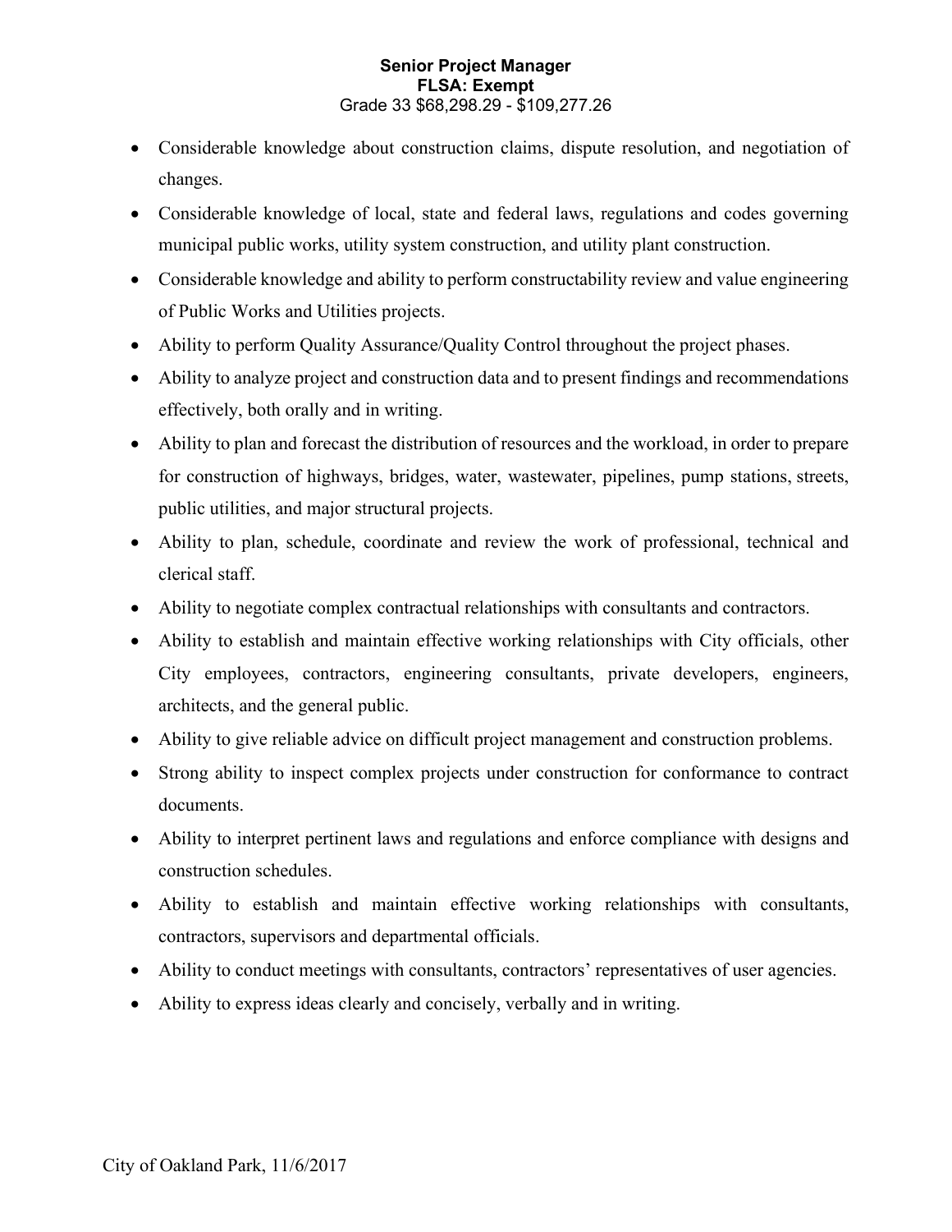- Considerable knowledge about construction claims, dispute resolution, and negotiation of changes.
- Considerable knowledge of local, state and federal laws, regulations and codes governing municipal public works, utility system construction, and utility plant construction.
- Considerable knowledge and ability to perform constructability review and value engineering of Public Works and Utilities projects.
- Ability to perform Quality Assurance/Quality Control throughout the project phases.
- Ability to analyze project and construction data and to present findings and recommendations effectively, both orally and in writing.
- Ability to plan and forecast the distribution of resources and the workload, in order to prepare for construction of highways, bridges, water, wastewater, pipelines, pump stations, streets, public utilities, and major structural projects.
- Ability to plan, schedule, coordinate and review the work of professional, technical and clerical staff.
- Ability to negotiate complex contractual relationships with consultants and contractors.
- Ability to establish and maintain effective working relationships with City officials, other City employees, contractors, engineering consultants, private developers, engineers, architects, and the general public.
- Ability to give reliable advice on difficult project management and construction problems.
- Strong ability to inspect complex projects under construction for conformance to contract documents.
- Ability to interpret pertinent laws and regulations and enforce compliance with designs and construction schedules.
- Ability to establish and maintain effective working relationships with consultants, contractors, supervisors and departmental officials.
- Ability to conduct meetings with consultants, contractors' representatives of user agencies.
- Ability to express ideas clearly and concisely, verbally and in writing.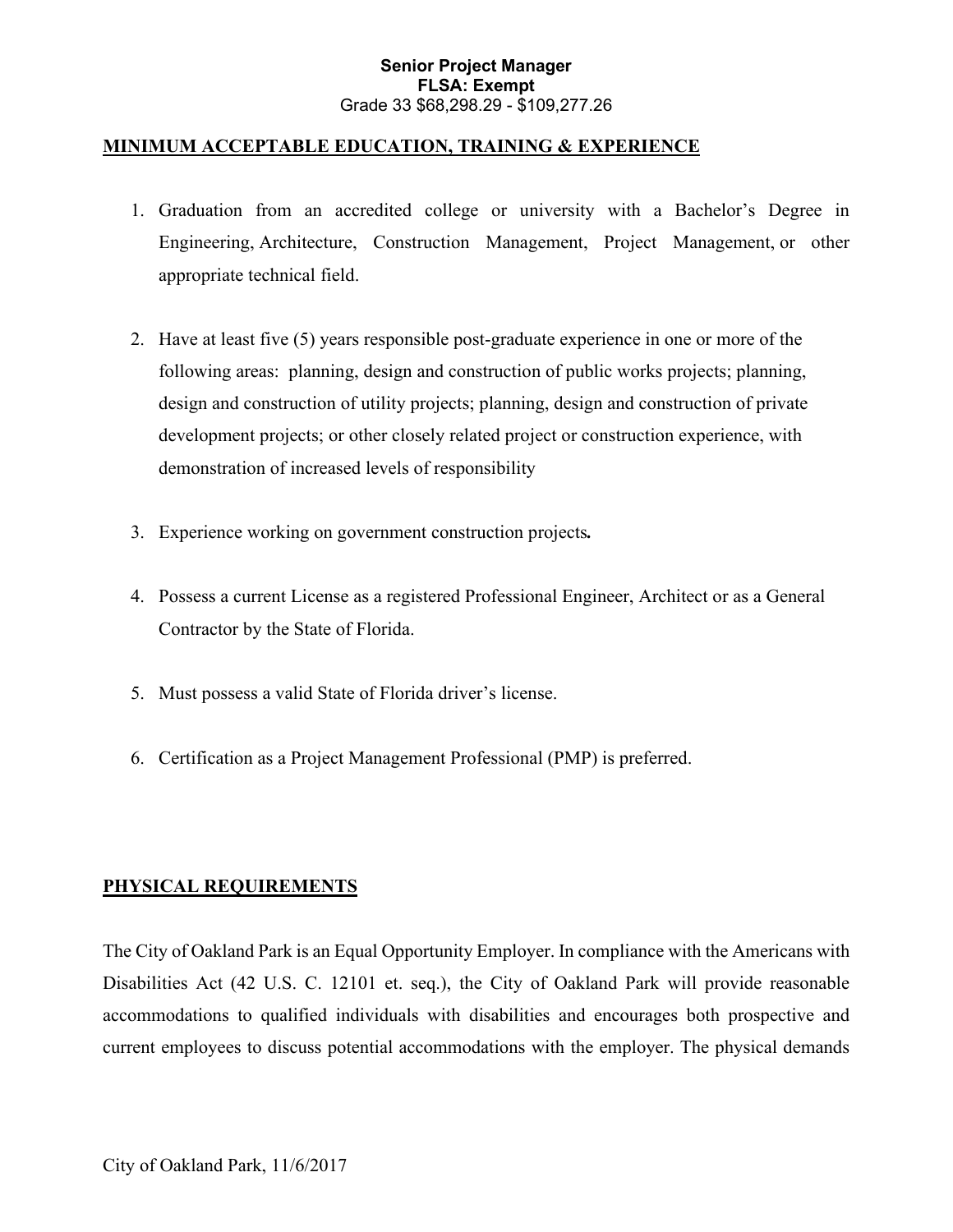**Senior Project Manager**
**FLSA: Exempt**
Grade 33 $68,298.29 - $109,277.26

## MINIMUM ACCEPTABLE EDUCATION, TRAINING & EXPERIENCE

1. Graduation from an accredited college or university with a Bachelor's Degree in Engineering, Architecture, Construction Management, Project Management, or other appropriate technical field.

2. Have at least five (5) years responsible post-graduate experience in one or more of the following areas: planning, design and construction of public works projects; planning, design and construction of utility projects; planning, design and construction of private development projects; or other closely related project or construction experience, with demonstration of increased levels of responsibility

3. Experience working on government construction projects**.**

4. Possess a current License as a registered Professional Engineer, Architect or as a General Contractor by the State of Florida.

5. Must possess a valid State of Florida driver's license.

6. Certification as a Project Management Professional (PMP) is preferred.

## PHYSICAL REQUIREMENTS

The City of Oakland Park is an Equal Opportunity Employer. In compliance with the Americans with Disabilities Act (42 U.S. C. 12101 et. seq.), the City of Oakland Park will provide reasonable accommodations to qualified individuals with disabilities and encourages both prospective and current employees to discuss potential accommodations with the employer. The physical demands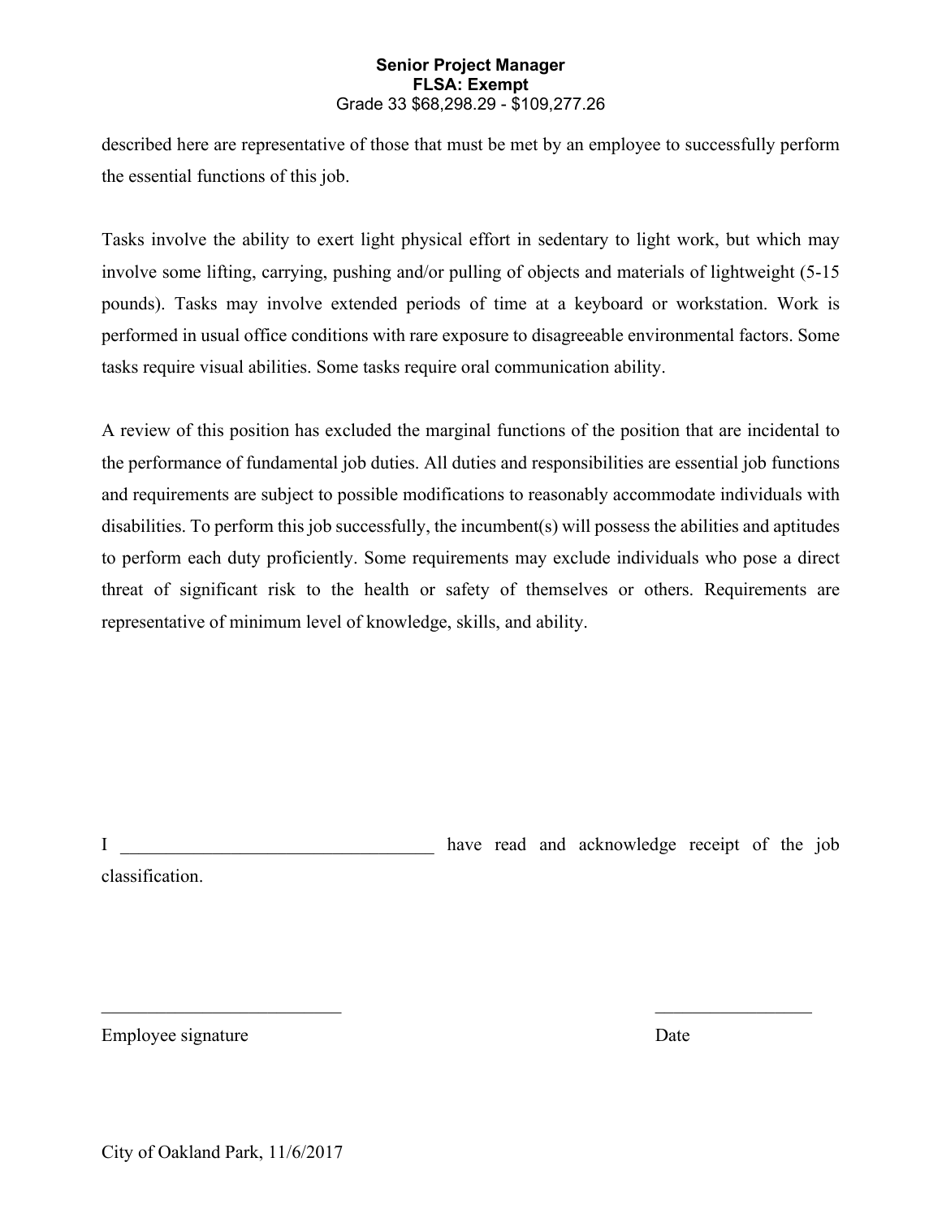described here are representative of those that must be met by an employee to successfully perform the essential functions of this job.

Tasks involve the ability to exert light physical effort in sedentary to light work, but which may involve some lifting, carrying, pushing and/or pulling of objects and materials of lightweight (5-15 pounds). Tasks may involve extended periods of time at a keyboard or workstation. Work is performed in usual office conditions with rare exposure to disagreeable environmental factors. Some tasks require visual abilities. Some tasks require oral communication ability.

A review of this position has excluded the marginal functions of the position that are incidental to the performance of fundamental job duties. All duties and responsibilities are essential job functions and requirements are subject to possible modifications to reasonably accommodate individuals with disabilities. To perform this job successfully, the incumbent(s) will possess the abilities and aptitudes to perform each duty proficiently. Some requirements may exclude individuals who pose a direct threat of significant risk to the health or safety of themselves or others. Requirements are representative of minimum level of knowledge, skills, and ability.

I __________________________________ have read and acknowledge receipt of the job classification.

___________________________ ___________________

Employee signature Date